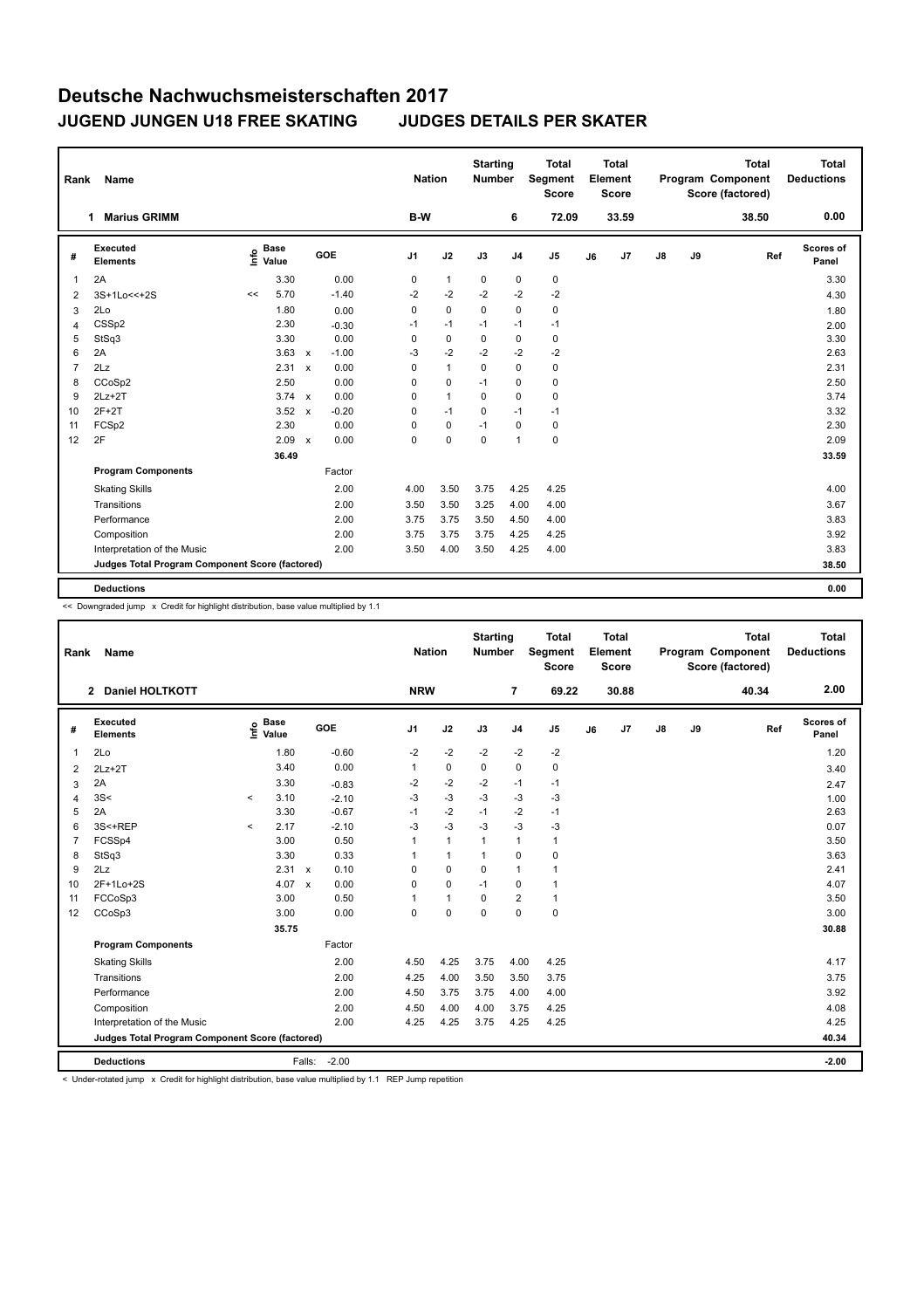# Deutsche Nachwuchsmeisterschaften 2017

## JUGEND JUNGEN U18 FREE SKATING JUDGES DETAILS PER SKATER

| Rank | Name | Nation | Starting Number | Total Segment Score | Total Element Score | Total Program Component Score (factored) | Total Deductions |
|---|---|---|---|---|---|---|---|
| 1 | Marius GRIMM | B-W | 6 | 72.09 | 33.59 | 38.50 | 0.00 |

| # | Executed Elements | Info | Base Value | | GOE | J1 | J2 | J3 | J4 | J5 | J6 | J7 | J8 | J9 | Ref | Scores of Panel |
|---|---|---|---|---|---|---|---|---|---|---|---|---|---|---|---|---|
| 1 | 2A | | 3.30 | | 0.00 | 0 | 1 | 0 | 0 | 0 | | | | | | 3.30 |
| 2 | 3S+1Lo<<+2S | << | 5.70 | | -1.40 | -2 | -2 | -2 | -2 | -2 | | | | | | 4.30 |
| 3 | 2Lo | | 1.80 | | 0.00 | 0 | 0 | 0 | 0 | 0 | | | | | | 1.80 |
| 4 | CSSp2 | | 2.30 | | -0.30 | -1 | -1 | -1 | -1 | -1 | | | | | | 2.00 |
| 5 | StSq3 | | 3.30 | | 0.00 | 0 | 0 | 0 | 0 | 0 | | | | | | 3.30 |
| 6 | 2A | | 3.63 | x | -1.00 | -3 | -2 | -2 | -2 | -2 | | | | | | 2.63 |
| 7 | 2Lz | | 2.31 | x | 0.00 | 0 | 1 | 0 | 0 | 0 | | | | | | 2.31 |
| 8 | CCoSp2 | | 2.50 | | 0.00 | 0 | 0 | -1 | 0 | 0 | | | | | | 2.50 |
| 9 | 2Lz+2T | | 3.74 | x | 0.00 | 0 | 1 | 0 | 0 | 0 | | | | | | 3.74 |
| 10 | 2F+2T | | 3.52 | x | -0.20 | 0 | -1 | 0 | -1 | -1 | | | | | | 3.32 |
| 11 | FCSp2 | | 2.30 | | 0.00 | 0 | 0 | -1 | 0 | 0 | | | | | | 2.30 |
| 12 | 2F | | 2.09 | x | 0.00 | 0 | 0 | 0 | 1 | 0 | | | | | | 2.09 |
| | | | 36.49 | | | | | | | | | | | | | 33.59 |
| | **Program Components** | | | | Factor | | | | | | | | | | | |
| | Skating Skills | | | | 2.00 | 4.00 | 3.50 | 3.75 | 4.25 | 4.25 | | | | | | 4.00 |
| | Transitions | | | | 2.00 | 3.50 | 3.50 | 3.25 | 4.00 | 4.00 | | | | | | 3.67 |
| | Performance | | | | 2.00 | 3.75 | 3.75 | 3.50 | 4.50 | 4.00 | | | | | | 3.83 |
| | Composition | | | | 2.00 | 3.75 | 3.75 | 3.75 | 4.25 | 4.25 | | | | | | 3.92 |
| | Interpretation of the Music | | | | 2.00 | 3.50 | 4.00 | 3.50 | 4.25 | 4.00 | | | | | | 3.83 |
| | Judges Total Program Component Score (factored) | | | | | | | | | | | | | | | 38.50 |
| | **Deductions** | | | | | | | | | | | | | | | 0.00 |

<< Downgraded jump x Credit for highlight distribution, base value multiplied by 1.1

| Rank | Name | Nation | Starting Number | Total Segment Score | Total Element Score | Total Program Component Score (factored) | Total Deductions |
|---|---|---|---|---|---|---|---|
| 2 | Daniel HOLTKOTT | NRW | 7 | 69.22 | 30.88 | 40.34 | 2.00 |

| # | Executed Elements | Info | Base Value | | GOE | J1 | J2 | J3 | J4 | J5 | J6 | J7 | J8 | J9 | Ref | Scores of Panel |
|---|---|---|---|---|---|---|---|---|---|---|---|---|---|---|---|---|
| 1 | 2Lo | | 1.80 | | -0.60 | -2 | -2 | -2 | -2 | -2 | | | | | | 1.20 |
| 2 | 2Lz+2T | | 3.40 | | 0.00 | 1 | 0 | 0 | 0 | 0 | | | | | | 3.40 |
| 3 | 2A | | 3.30 | | -0.83 | -2 | -2 | -2 | -1 | -1 | | | | | | 2.47 |
| 4 | 3S< | < | 3.10 | | -2.10 | -3 | -3 | -3 | -3 | -3 | | | | | | 1.00 |
| 5 | 2A | | 3.30 | | -0.67 | -1 | -2 | -1 | -2 | -1 | | | | | | 2.63 |
| 6 | 3S<+REP | < | 2.17 | | -2.10 | -3 | -3 | -3 | -3 | -3 | | | | | | 0.07 |
| 7 | FCSSp4 | | 3.00 | | 0.50 | 1 | 1 | 1 | 1 | 1 | | | | | | 3.50 |
| 8 | StSq3 | | 3.30 | | 0.33 | 1 | 1 | 1 | 0 | 0 | | | | | | 3.63 |
| 9 | 2Lz | | 2.31 | x | 0.10 | 0 | 0 | 0 | 1 | 1 | | | | | | 2.41 |
| 10 | 2F+1Lo+2S | | 4.07 | x | 0.00 | 0 | 0 | -1 | 0 | 1 | | | | | | 4.07 |
| 11 | FCCoSp3 | | 3.00 | | 0.50 | 1 | 1 | 0 | 2 | 1 | | | | | | 3.50 |
| 12 | CCoSp3 | | 3.00 | | 0.00 | 0 | 0 | 0 | 0 | 0 | | | | | | 3.00 |
| | | | 35.75 | | | | | | | | | | | | | 30.88 |
| | **Program Components** | | | | Factor | | | | | | | | | | | |
| | Skating Skills | | | | 2.00 | 4.50 | 4.25 | 3.75 | 4.00 | 4.25 | | | | | | 4.17 |
| | Transitions | | | | 2.00 | 4.25 | 4.00 | 3.50 | 3.50 | 3.75 | | | | | | 3.75 |
| | Performance | | | | 2.00 | 4.50 | 3.75 | 3.75 | 4.00 | 4.00 | | | | | | 3.92 |
| | Composition | | | | 2.00 | 4.50 | 4.00 | 4.00 | 3.75 | 4.25 | | | | | | 4.08 |
| | Interpretation of the Music | | | | 2.00 | 4.25 | 4.25 | 3.75 | 4.25 | 4.25 | | | | | | 4.25 |
| | Judges Total Program Component Score (factored) | | | | | | | | | | | | | | | 40.34 |
| | **Deductions** | | | Falls: | -2.00 | | | | | | | | | | | -2.00 |

< Under-rotated jump x Credit for highlight distribution, base value multiplied by 1.1 REP Jump repetition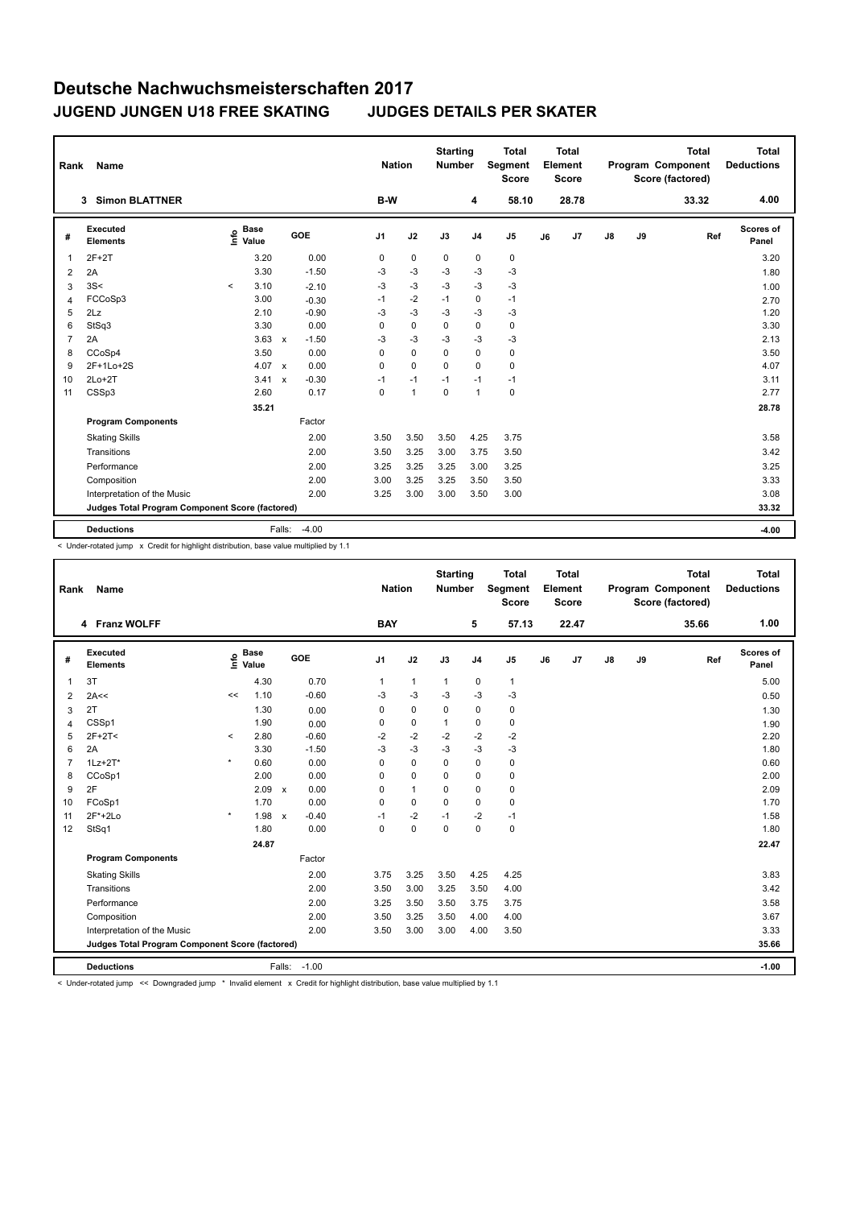# Deutsche Nachwuchsmeisterschaften 2017

## JUGEND JUNGEN U18 FREE SKATING    JUDGES DETAILS PER SKATER

| Rank | Name | Nation | Starting Number | Total Segment Score | Total Element Score | Total Program Component Score (factored) | Total Deductions |
|---|---|---|---|---|---|---|---|
| 3 | Simon BLATTNER | B-W | 4 | 58.10 | 28.78 | 33.32 | 4.00 |

| # | Executed Elements | Info | Base Value | | GOE | J1 | J2 | J3 | J4 | J5 | J6 | J7 | J8 | J9 | Ref | Scores of Panel |
|---|---|---|---|---|---|---|---|---|---|---|---|---|---|---|---|---|
| 1 | 2F+2T | | 3.20 | | 0.00 | 0 | 0 | 0 | 0 | 0 | | | | | | 3.20 |
| 2 | 2A | | 3.30 | | -1.50 | -3 | -3 | -3 | -3 | -3 | | | | | | 1.80 |
| 3 | 3S< | < | 3.10 | | -2.10 | -3 | -3 | -3 | -3 | -3 | | | | | | 1.00 |
| 4 | FCCoSp3 | | 3.00 | | -0.30 | -1 | -2 | -1 | 0 | -1 | | | | | | 2.70 |
| 5 | 2Lz | | 2.10 | | -0.90 | -3 | -3 | -3 | -3 | -3 | | | | | | 1.20 |
| 6 | StSq3 | | 3.30 | | 0.00 | 0 | 0 | 0 | 0 | 0 | | | | | | 3.30 |
| 7 | 2A | | 3.63 | x | -1.50 | -3 | -3 | -3 | -3 | -3 | | | | | | 2.13 |
| 8 | CCoSp4 | | 3.50 | | 0.00 | 0 | 0 | 0 | 0 | 0 | | | | | | 3.50 |
| 9 | 2F+1Lo+2S | | 4.07 | x | 0.00 | 0 | 0 | 0 | 0 | 0 | | | | | | 4.07 |
| 10 | 2Lo+2T | | 3.41 | x | -0.30 | -1 | -1 | -1 | -1 | -1 | | | | | | 3.11 |
| 11 | CSSp3 | | 2.60 | | 0.17 | 0 | 1 | 0 | 1 | 0 | | | | | | 2.77 |
| | | | 35.21 | | | | | | | | | | | | | 28.78 |
| | **Program Components** | | | | Factor | | | | | | | | | | | |
| | Skating Skills | | | | 2.00 | 3.50 | 3.50 | 3.50 | 4.25 | 3.75 | | | | | | 3.58 |
| | Transitions | | | | 2.00 | 3.50 | 3.25 | 3.00 | 3.75 | 3.50 | | | | | | 3.42 |
| | Performance | | | | 2.00 | 3.25 | 3.25 | 3.25 | 3.00 | 3.25 | | | | | | 3.25 |
| | Composition | | | | 2.00 | 3.00 | 3.25 | 3.25 | 3.50 | 3.50 | | | | | | 3.33 |
| | Interpretation of the Music | | | | 2.00 | 3.25 | 3.00 | 3.00 | 3.50 | 3.00 | | | | | | 3.08 |
| | **Judges Total Program Component Score (factored)** | | | | | | | | | | | | | | | 33.32 |
| | **Deductions** | | | Falls: | -4.00 | | | | | | | | | | | -4.00 |

< Under-rotated jump  x Credit for highlight distribution, base value multiplied by 1.1

| Rank | Name | Nation | Starting Number | Total Segment Score | Total Element Score | Total Program Component Score (factored) | Total Deductions |
|---|---|---|---|---|---|---|---|
| 4 | Franz WOLFF | BAY | 5 | 57.13 | 22.47 | 35.66 | 1.00 |

| # | Executed Elements | Info | Base Value | | GOE | J1 | J2 | J3 | J4 | J5 | J6 | J7 | J8 | J9 | Ref | Scores of Panel |
|---|---|---|---|---|---|---|---|---|---|---|---|---|---|---|---|---|
| 1 | 3T | | 4.30 | | 0.70 | 1 | 1 | 1 | 0 | 1 | | | | | | 5.00 |
| 2 | 2A<< | << | 1.10 | | -0.60 | -3 | -3 | -3 | -3 | -3 | | | | | | 0.50 |
| 3 | 2T | | 1.30 | | 0.00 | 0 | 0 | 0 | 0 | 0 | | | | | | 1.30 |
| 4 | CSSp1 | | 1.90 | | 0.00 | 0 | 0 | 1 | 0 | 0 | | | | | | 1.90 |
| 5 | 2F+2T< | < | 2.80 | | -0.60 | -2 | -2 | -2 | -2 | -2 | | | | | | 2.20 |
| 6 | 2A | | 3.30 | | -1.50 | -3 | -3 | -3 | -3 | -3 | | | | | | 1.80 |
| 7 | 1Lz+2T* | * | 0.60 | | 0.00 | 0 | 0 | 0 | 0 | 0 | | | | | | 0.60 |
| 8 | CCoSp1 | | 2.00 | | 0.00 | 0 | 0 | 0 | 0 | 0 | | | | | | 2.00 |
| 9 | 2F | | 2.09 | x | 0.00 | 0 | 1 | 0 | 0 | 0 | | | | | | 2.09 |
| 10 | FCoSp1 | | 1.70 | | 0.00 | 0 | 0 | 0 | 0 | 0 | | | | | | 1.70 |
| 11 | 2F*+2Lo | * | 1.98 | x | -0.40 | -1 | -2 | -1 | -2 | -1 | | | | | | 1.58 |
| 12 | StSq1 | | 1.80 | | 0.00 | 0 | 0 | 0 | 0 | 0 | | | | | | 1.80 |
| | | | 24.87 | | | | | | | | | | | | | 22.47 |
| | **Program Components** | | | | Factor | | | | | | | | | | | |
| | Skating Skills | | | | 2.00 | 3.75 | 3.25 | 3.50 | 4.25 | 4.25 | | | | | | 3.83 |
| | Transitions | | | | 2.00 | 3.50 | 3.00 | 3.25 | 3.50 | 4.00 | | | | | | 3.42 |
| | Performance | | | | 2.00 | 3.25 | 3.50 | 3.50 | 3.75 | 3.75 | | | | | | 3.58 |
| | Composition | | | | 2.00 | 3.50 | 3.25 | 3.50 | 4.00 | 4.00 | | | | | | 3.67 |
| | Interpretation of the Music | | | | 2.00 | 3.50 | 3.00 | 3.00 | 4.00 | 3.50 | | | | | | 3.33 |
| | **Judges Total Program Component Score (factored)** | | | | | | | | | | | | | | | 35.66 |
| | **Deductions** | | | Falls: | -1.00 | | | | | | | | | | | -1.00 |

< Under-rotated jump  << Downgraded jump  * Invalid element  x Credit for highlight distribution, base value multiplied by 1.1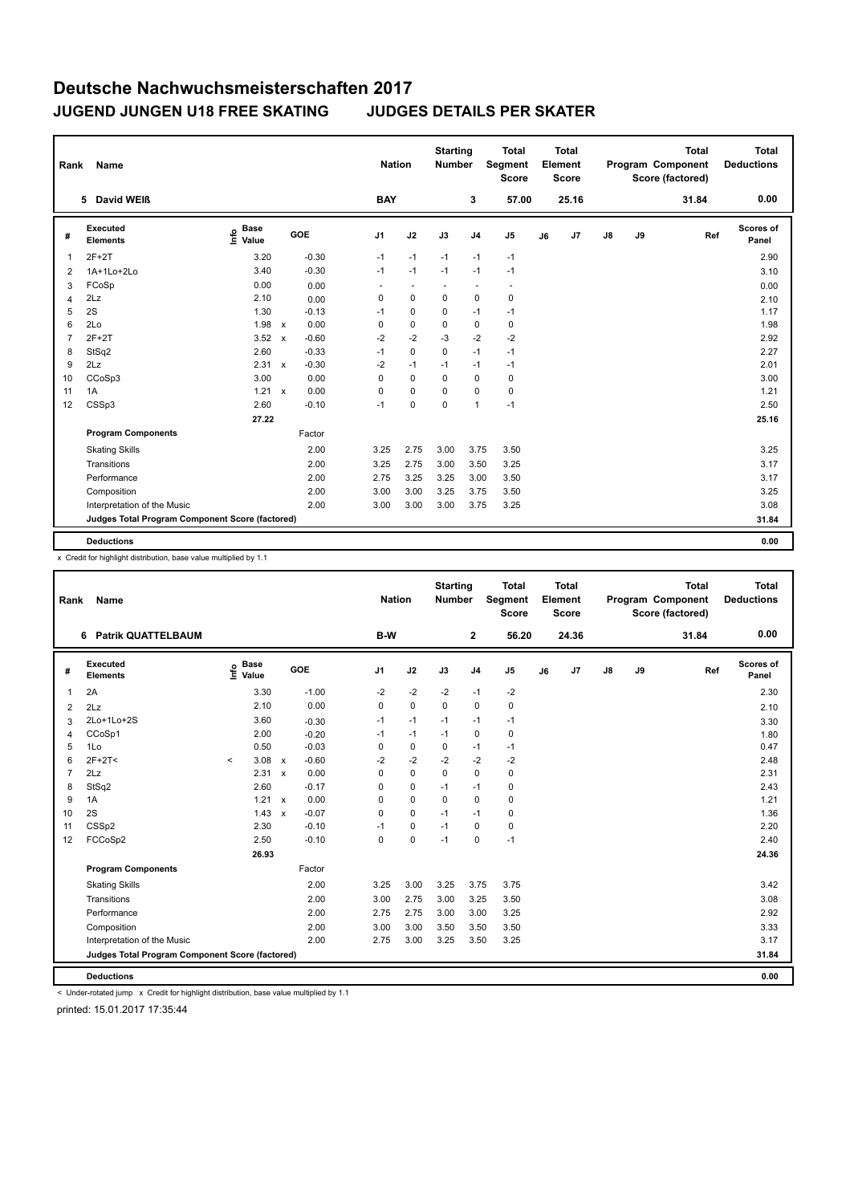# Deutsche Nachwuchsmeisterschaften 2017

## JUGEND JUNGEN U18 FREE SKATING JUDGES DETAILS PER SKATER

| Rank | Name | Nation | Starting Number | Total Segment Score | Total Element Score | Total Program Component Score (factored) | Total Deductions |
|---|---|---|---|---|---|---|---|
| 5 | David WEIß | BAY | 3 | 57.00 | 25.16 | 31.84 | 0.00 |

| # | Executed Elements | Info | Base Value | | GOE | J1 | J2 | J3 | J4 | J5 | J6 | J7 | J8 | J9 | Ref | Scores of Panel |
|---|---|---|---|---|---|---|---|---|---|---|---|---|---|---|---|---|
| 1 | 2F+2T | | 3.20 | | -0.30 | -1 | -1 | -1 | -1 | -1 | | | | | | 2.90 |
| 2 | 1A+1Lo+2Lo | | 3.40 | | -0.30 | -1 | -1 | -1 | -1 | -1 | | | | | | 3.10 |
| 3 | FCoSp | | 0.00 | | 0.00 | - | - | - | - | - | | | | | | 0.00 |
| 4 | 2Lz | | 2.10 | | 0.00 | 0 | 0 | 0 | 0 | 0 | | | | | | 2.10 |
| 5 | 2S | | 1.30 | | -0.13 | -1 | 0 | 0 | -1 | -1 | | | | | | 1.17 |
| 6 | 2Lo | | 1.98 | x | 0.00 | 0 | 0 | 0 | 0 | 0 | | | | | | 1.98 |
| 7 | 2F+2T | | 3.52 | x | -0.60 | -2 | -2 | -3 | -2 | -2 | | | | | | 2.92 |
| 8 | StSq2 | | 2.60 | | -0.33 | -1 | 0 | 0 | -1 | -1 | | | | | | 2.27 |
| 9 | 2Lz | | 2.31 | x | -0.30 | -2 | -1 | -1 | -1 | -1 | | | | | | 2.01 |
| 10 | CCoSp3 | | 3.00 | | 0.00 | 0 | 0 | 0 | 0 | 0 | | | | | | 3.00 |
| 11 | 1A | | 1.21 | x | 0.00 | 0 | 0 | 0 | 0 | 0 | | | | | | 1.21 |
| 12 | CSSp3 | | 2.60 | | -0.10 | -1 | 0 | 0 | 1 | -1 | | | | | | 2.50 |
| | | | 27.22 | | | | | | | | | | | | | 25.16 |
| | **Program Components** | | | | Factor | | | | | | | | | | | |
| | Skating Skills | | | | 2.00 | 3.25 | 2.75 | 3.00 | 3.75 | 3.50 | | | | | | 3.25 |
| | Transitions | | | | 2.00 | 3.25 | 2.75 | 3.00 | 3.50 | 3.25 | | | | | | 3.17 |
| | Performance | | | | 2.00 | 2.75 | 3.25 | 3.25 | 3.00 | 3.50 | | | | | | 3.17 |
| | Composition | | | | 2.00 | 3.00 | 3.00 | 3.25 | 3.75 | 3.50 | | | | | | 3.25 |
| | Interpretation of the Music | | | | 2.00 | 3.00 | 3.00 | 3.00 | 3.75 | 3.25 | | | | | | 3.08 |
| | **Judges Total Program Component Score (factored)** | | | | | | | | | | | | | | | 31.84 |
| | **Deductions** | | | | | | | | | | | | | | | 0.00 |

x Credit for highlight distribution, base value multiplied by 1.1

| Rank | Name | Nation | Starting Number | Total Segment Score | Total Element Score | Total Program Component Score (factored) | Total Deductions |
|---|---|---|---|---|---|---|---|
| 6 | Patrik QUATTELBAUM | B-W | 2 | 56.20 | 24.36 | 31.84 | 0.00 |

| # | Executed Elements | Info | Base Value | | GOE | J1 | J2 | J3 | J4 | J5 | J6 | J7 | J8 | J9 | Ref | Scores of Panel |
|---|---|---|---|---|---|---|---|---|---|---|---|---|---|---|---|---|
| 1 | 2A | | 3.30 | | -1.00 | -2 | -2 | -2 | -1 | -2 | | | | | | 2.30 |
| 2 | 2Lz | | 2.10 | | 0.00 | 0 | 0 | 0 | 0 | 0 | | | | | | 2.10 |
| 3 | 2Lo+1Lo+2S | | 3.60 | | -0.30 | -1 | -1 | -1 | -1 | -1 | | | | | | 3.30 |
| 4 | CCoSp1 | | 2.00 | | -0.20 | -1 | -1 | -1 | 0 | 0 | | | | | | 1.80 |
| 5 | 1Lo | | 0.50 | | -0.03 | 0 | 0 | 0 | -1 | -1 | | | | | | 0.47 |
| 6 | 2F+2T< | < | 3.08 | x | -0.60 | -2 | -2 | -2 | -2 | -2 | | | | | | 2.48 |
| 7 | 2Lz | | 2.31 | x | 0.00 | 0 | 0 | 0 | 0 | 0 | | | | | | 2.31 |
| 8 | StSq2 | | 2.60 | | -0.17 | 0 | 0 | -1 | -1 | 0 | | | | | | 2.43 |
| 9 | 1A | | 1.21 | x | 0.00 | 0 | 0 | 0 | 0 | 0 | | | | | | 1.21 |
| 10 | 2S | | 1.43 | x | -0.07 | 0 | 0 | -1 | -1 | 0 | | | | | | 1.36 |
| 11 | CSSp2 | | 2.30 | | -0.10 | -1 | 0 | -1 | 0 | 0 | | | | | | 2.20 |
| 12 | FCCoSp2 | | 2.50 | | -0.10 | 0 | 0 | -1 | 0 | -1 | | | | | | 2.40 |
| | | | 26.93 | | | | | | | | | | | | | 24.36 |
| | **Program Components** | | | | Factor | | | | | | | | | | | |
| | Skating Skills | | | | 2.00 | 3.25 | 3.00 | 3.25 | 3.75 | 3.75 | | | | | | 3.42 |
| | Transitions | | | | 2.00 | 3.00 | 2.75 | 3.00 | 3.25 | 3.50 | | | | | | 3.08 |
| | Performance | | | | 2.00 | 2.75 | 2.75 | 3.00 | 3.00 | 3.25 | | | | | | 2.92 |
| | Composition | | | | 2.00 | 3.00 | 3.00 | 3.50 | 3.50 | 3.50 | | | | | | 3.33 |
| | Interpretation of the Music | | | | 2.00 | 2.75 | 3.00 | 3.25 | 3.50 | 3.25 | | | | | | 3.17 |
| | **Judges Total Program Component Score (factored)** | | | | | | | | | | | | | | | 31.84 |
| | **Deductions** | | | | | | | | | | | | | | | 0.00 |

< Under-rotated jump x Credit for highlight distribution, base value multiplied by 1.1

printed: 15.01.2017 17:35:44